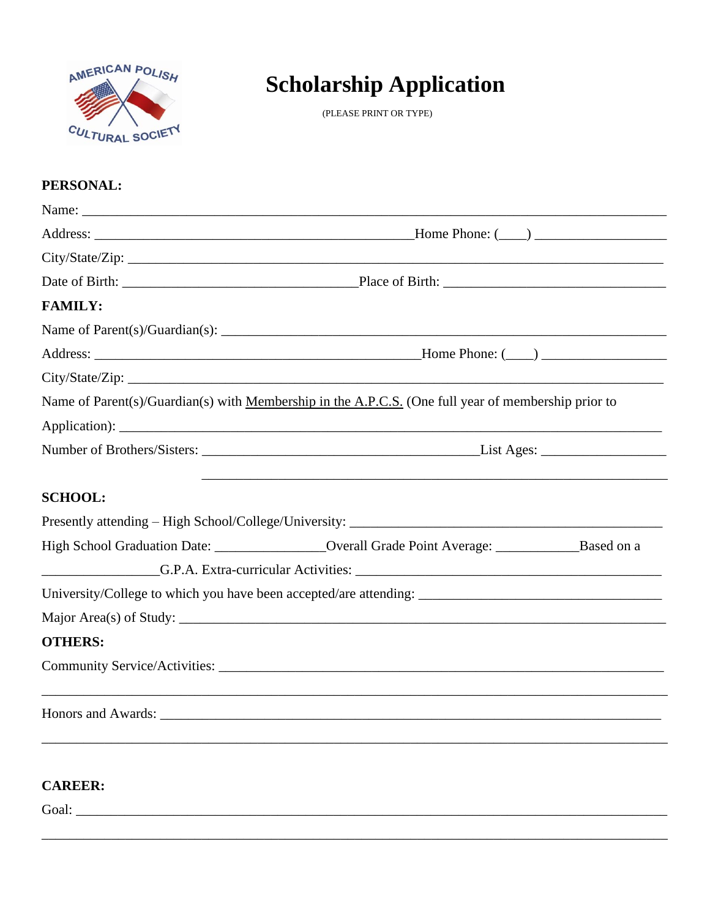# Scholarship Application

(PLEASE PRINT OR TYPE)

**PERSONAL:**

Name: ______________________________________________________________________________

Address: ______________________________________________Home Phone: (____) __________________

City/State/Zip: __________________________________________________________________________

Date of Birth: __________________________________Place of Birth: ________________________________

**FAMILY:**

Name of Parent(s)/Guardian(s): ______________________________________________________________

Address: ______________________________________________Home Phone: (____) __________________

City/State/Zip: __________________________________________________________________________

Name of Parent(s)/Guardian(s) with <u>Membership in the A.P.C.S.</u> (One full year of membership prior to Application): _____________________________________________________________________________

Number of Brothers/Sisters: ________________________________________List Ages: __________________

_______________________________________________________________

**SCHOOL:**

Presently attending – High School/College/University: _____________________________________________

High School Graduation Date: ________________Overall Grade Point Average: ____________Based on a _________________G.P.A. Extra-curricular Activities: ____________________________________________

University/College to which you have been accepted/are attending: ___________________________________

Major Area(s) of Study: ____________________________________________________________________

**OTHERS:**

Community Service/Activities: ________________________________________________________________

______________________________________________________________________________________

Honors and Awards: _________________________________________________________________________

______________________________________________________________________________________

**CAREER:**

Goal: _________________________________________________________________________________

______________________________________________________________________________________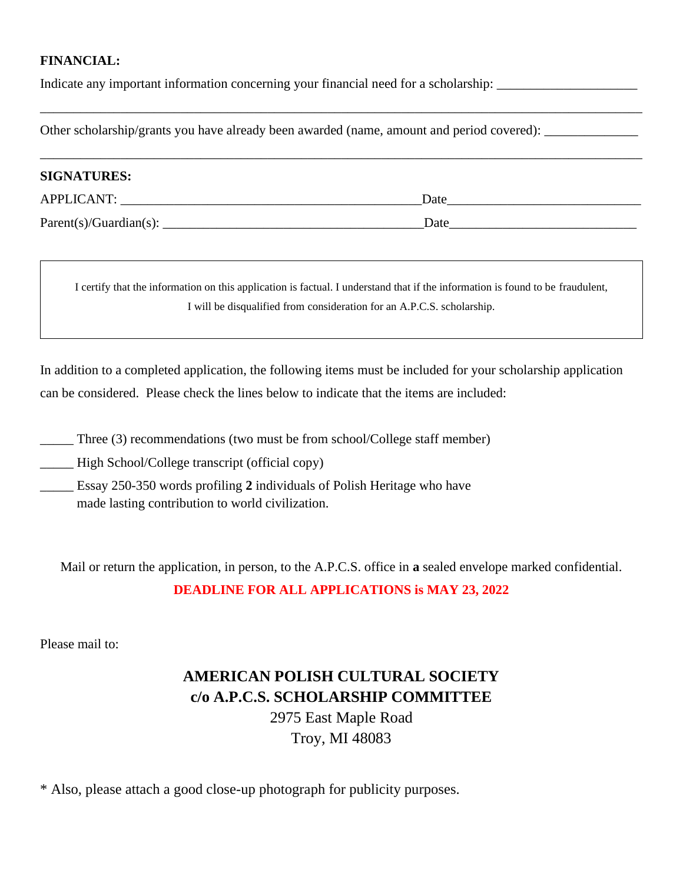**FINANCIAL:**

Indicate any important information concerning your financial need for a scholarship: ____________________

______________________________________________________________________________

Other scholarship/grants you have already been awarded (name, amount and period covered): _____________

______________________________________________________________________________

**SIGNATURES:**

APPLICANT: _____________________________________________Date____________________________

Parent(s)/Guardian(s): ______________________________________Date___________________________

I certify that the information on this application is factual. I understand that if the information is found to be fraudulent, I will be disqualified from consideration for an A.P.C.S. scholarship.

In addition to a completed application, the following items must be included for your scholarship application can be considered. Please check the lines below to indicate that the items are included:

_____ Three (3) recommendations (two must be from school/College staff member)

_____ High School/College transcript (official copy)

_____ Essay 250-350 words profiling **2** individuals of Polish Heritage who have made lasting contribution to world civilization.

Mail or return the application, in person, to the A.P.C.S. office in **a** sealed envelope marked confidential.

**DEADLINE FOR ALL APPLICATIONS is MAY 23, 2022**

Please mail to:

**AMERICAN POLISH CULTURAL SOCIETY**
**c/o A.P.C.S. SCHOLARSHIP COMMITTEE**
2975 East Maple Road
Troy, MI 48083

* Also, please attach a good close-up photograph for publicity purposes.